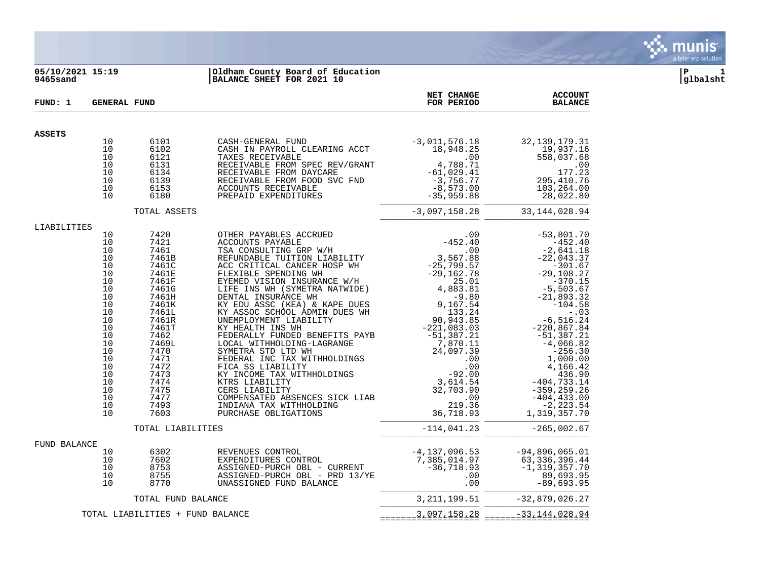05/10/2021 15:19
9465sand

**Oldham County Board of Education**
**BALANCE SHEET FOR 2021 10**

P 1
glbalsht

**FUND: 1 GENERAL FUND**

| | | | | NET CHANGE FOR PERIOD | ACCOUNT BALANCE |
|---|---|---|---|---|---|
| **ASSETS** | | | | | |
| | 10 | 6101 | CASH-GENERAL FUND | -3,011,576.18 | 32,139,179.31 |
| | 10 | 6102 | CASH IN PAYROLL CLEARING ACCT | 18,948.25 | 19,937.16 |
| | 10 | 6121 | TAXES RECEIVABLE | .00 | 558,037.68 |
| | 10 | 6131 | RECEIVABLE FROM SPEC REV/GRANT | 4,788.71 | .00 |
| | 10 | 6134 | RECEIVABLE FROM DAYCARE | -61,029.41 | 177.23 |
| | 10 | 6139 | RECEIVABLE FROM FOOD SVC FND | -3,756.77 | 295,410.76 |
| | 10 | 6153 | ACCOUNTS RECEIVABLE | -8,573.00 | 103,264.00 |
| | 10 | 6180 | PREPAID EXPENDITURES | -35,959.88 | 28,022.80 |
| | | TOTAL ASSETS | | -3,097,158.28 | 33,144,028.94 |
| LIABILITIES | | | | | |
| | 10 | 7420 | OTHER PAYABLES ACCRUED | .00 | -53,801.70 |
| | 10 | 7421 | ACCOUNTS PAYABLE | -452.40 | -452.40 |
| | 10 | 7461 | TSA CONSULTING GRP W/H | .00 | -2,641.18 |
| | 10 | 7461B | REFUNDABLE TUITION LIABILITY | 3,567.88 | -22,043.37 |
| | 10 | 7461C | ACC CRITICAL CANCER HOSP WH | -25,799.57 | -301.67 |
| | 10 | 7461E | FLEXIBLE SPENDING WH | -29,162.78 | -29,108.27 |
| | 10 | 7461F | EYEMED VISION INSURANCE W/H | 25.01 | -370.15 |
| | 10 | 7461G | LIFE INS WH (SYMETRA NATWIDE) | 4,883.81 | -5,503.67 |
| | 10 | 7461H | DENTAL INSURANCE WH | -9.80 | -21,893.32 |
| | 10 | 7461K | KY EDU ASSC (KEA) & KAPE DUES | 9,167.54 | -104.58 |
| | 10 | 7461L | KY ASSOC SCHOOL ADMIN DUES WH | 133.24 | -.03 |
| | 10 | 7461R | UNEMPLOYMENT LIABILITY | 90,943.85 | -6,516.24 |
| | 10 | 7461T | KY HEALTH INS WH | -221,083.03 | -220,867.84 |
| | 10 | 7462 | FEDERALLY FUNDED BENEFITS PAYB | -51,387.21 | -51,387.21 |
| | 10 | 7469L | LOCAL WITHHOLDING-LAGRANGE | 7,870.11 | -4,066.82 |
| | 10 | 7470 | SYMETRA STD LTD WH | 24,097.39 | -256.30 |
| | 10 | 7471 | FEDERAL INC TAX WITHHOLDINGS | .00 | 1,000.00 |
| | 10 | 7472 | FICA SS LIABILITY | .00 | 4,166.42 |
| | 10 | 7473 | KY INCOME TAX WITHHOLDINGS | -92.00 | 436.90 |
| | 10 | 7474 | KTRS LIABILITY | 3,614.54 | -404,733.14 |
| | 10 | 7475 | CERS LIABILITY | 32,703.90 | -359,259.26 |
| | 10 | 7477 | COMPENSATED ABSENCES SICK LIAB | .00 | -404,433.00 |
| | 10 | 7493 | INDIANA TAX WITHHOLDING | 219.36 | -2,223.54 |
| | 10 | 7603 | PURCHASE OBLIGATIONS | 36,718.93 | 1,319,357.70 |
| | | TOTAL LIABILITIES | | -114,041.23 | -265,002.67 |
| FUND BALANCE | | | | | |
| | 10 | 6302 | REVENUES CONTROL | -4,137,096.53 | -94,896,065.01 |
| | 10 | 7602 | EXPENDITURES CONTROL | 7,385,014.97 | 63,336,396.44 |
| | 10 | 8753 | ASSIGNED-PURCH OBL - CURRENT | -36,718.93 | -1,319,357.70 |
| | 10 | 8755 | ASSIGNED-PURCH OBL - PRD 13/YE | .00 | 89,693.95 |
| | 10 | 8770 | UNASSIGNED FUND BALANCE | .00 | -89,693.95 |
| | | TOTAL FUND BALANCE | | 3,211,199.51 | -32,879,026.27 |
| | TOTAL LIABILITIES + FUND BALANCE | | | 3,097,158.28 | -33,144,028.94 |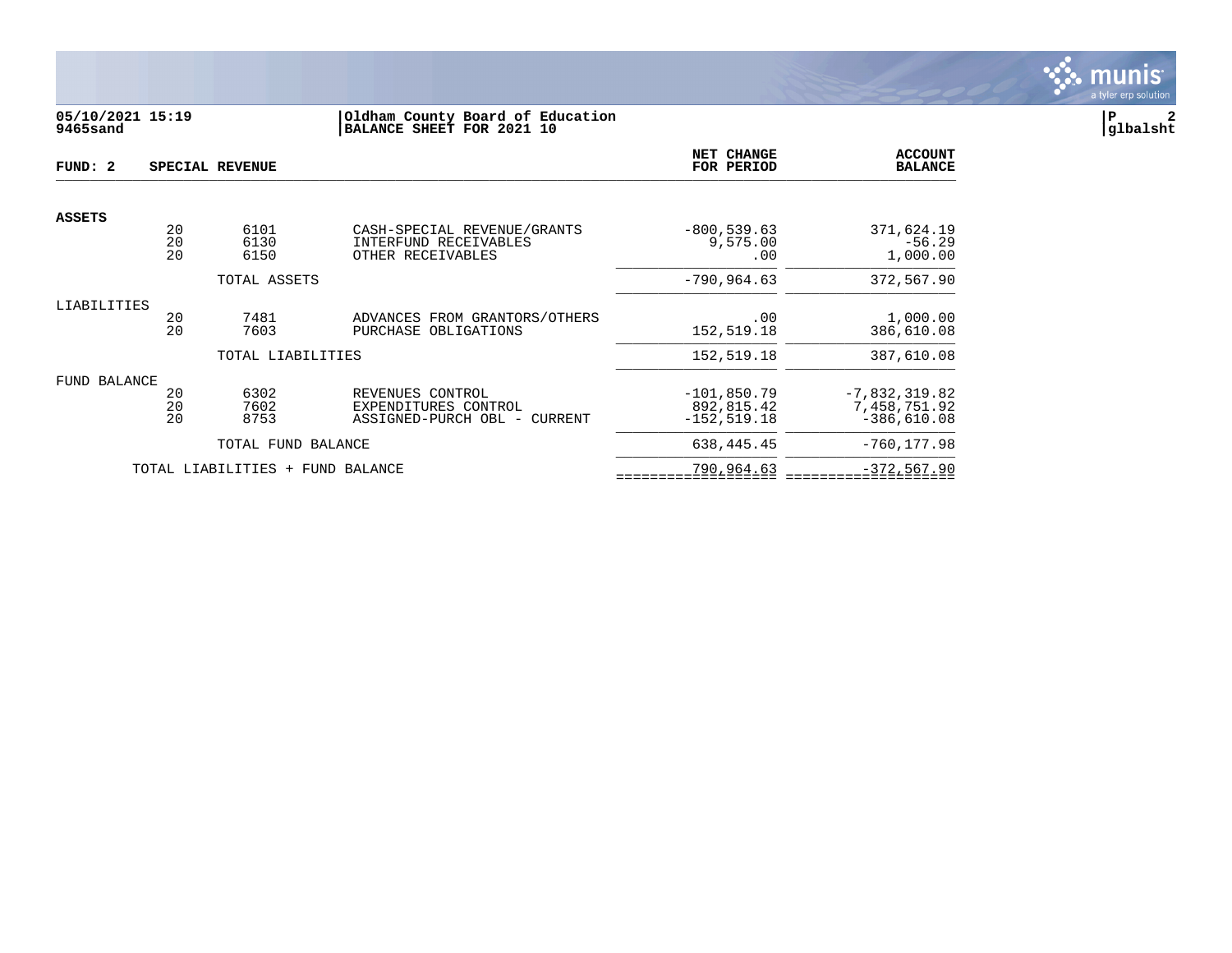**05/10/2021 15:19**
**9465sand**

**Oldham County Board of Education**
**BALANCE SHEET FOR 2021 10**

**P 2**
**glbalsht**

| FUND: 2 | | SPECIAL REVENUE | | NET CHANGE FOR PERIOD | ACCOUNT BALANCE |
|---|---|---|---|---|---|
| **ASSETS** | | | | | |
| | 20 | 6101 | CASH-SPECIAL REVENUE/GRANTS | -800,539.63 | 371,624.19 |
| | 20 | 6130 | INTERFUND RECEIVABLES | 9,575.00 | -56.29 |
| | 20 | 6150 | OTHER RECEIVABLES | .00 | 1,000.00 |
| | | TOTAL ASSETS | | -790,964.63 | 372,567.90 |
| LIABILITIES | | | | | |
| | 20 | 7481 | ADVANCES FROM GRANTORS/OTHERS | .00 | 1,000.00 |
| | 20 | 7603 | PURCHASE OBLIGATIONS | 152,519.18 | 386,610.08 |
| | | TOTAL LIABILITIES | | 152,519.18 | 387,610.08 |
| FUND BALANCE | | | | | |
| | 20 | 6302 | REVENUES CONTROL | -101,850.79 | -7,832,319.82 |
| | 20 | 7602 | EXPENDITURES CONTROL | 892,815.42 | 7,458,751.92 |
| | 20 | 8753 | ASSIGNED-PURCH OBL - CURRENT | -152,519.18 | -386,610.08 |
| | | TOTAL FUND BALANCE | | 638,445.45 | -760,177.98 |
| | TOTAL LIABILITIES + FUND BALANCE | | | 790,964.63 | -372,567.90 |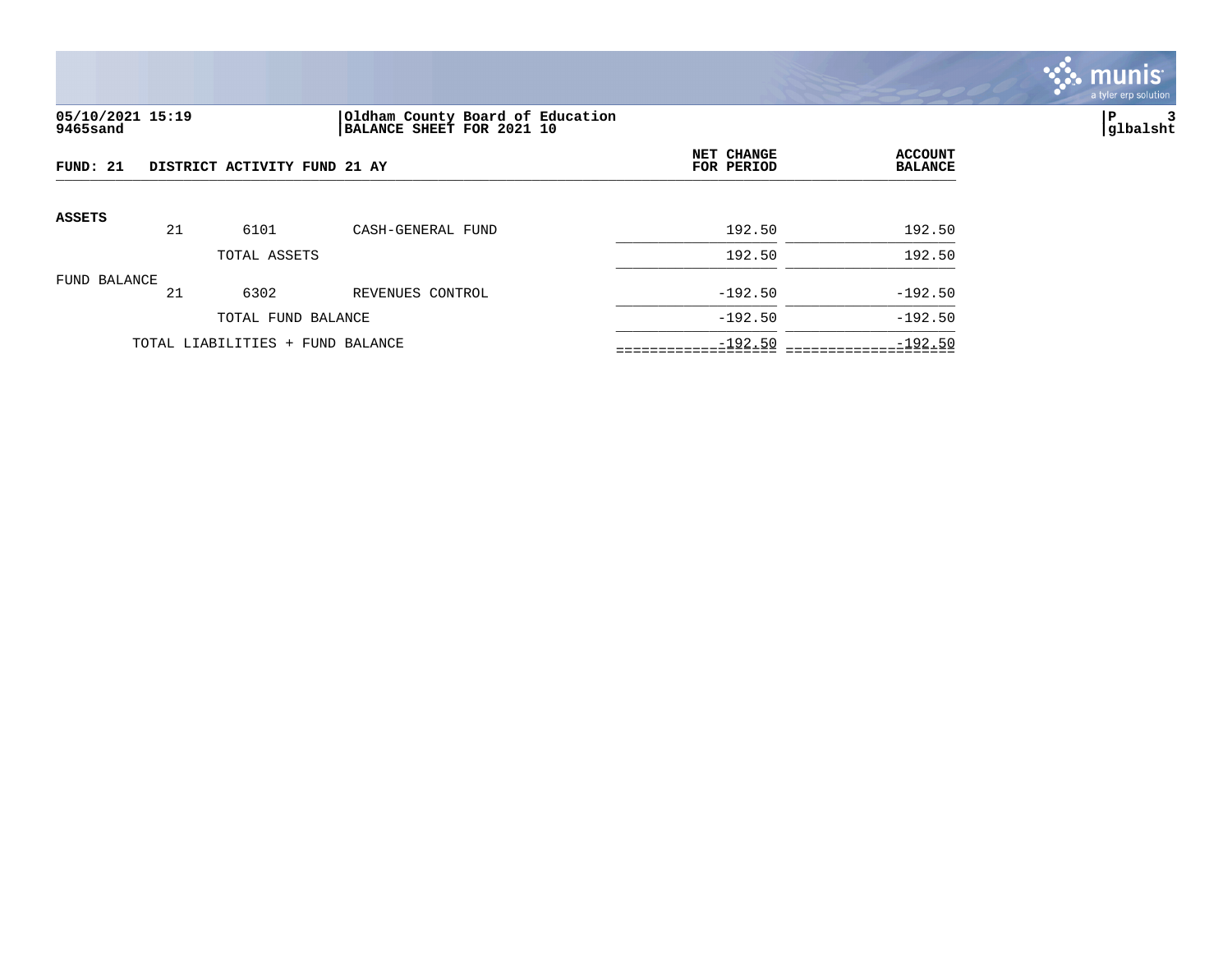**05/10/2021 15:19**
**9465sand**

**Oldham County Board of Education**
**BALANCE SHEET FOR 2021 10**

**P 3**
**glbalsht**

| **FUND: 21** | **DISTRICT ACTIVITY FUND 21 AY** | | | **NET CHANGE FOR PERIOD** | **ACCOUNT BALANCE** |
|---|---|---|---|---|---|
| **ASSETS** | | | | | |
| | 21 | 6101 | CASH-GENERAL FUND | 192.50 | 192.50 |
| | | TOTAL ASSETS | | 192.50 | 192.50 |
| FUND BALANCE | | | | | |
| | 21 | 6302 | REVENUES CONTROL | -192.50 | -192.50 |
| | | TOTAL FUND BALANCE | | -192.50 | -192.50 |
| | TOTAL LIABILITIES + FUND BALANCE | | | -192.50 | -192.50 |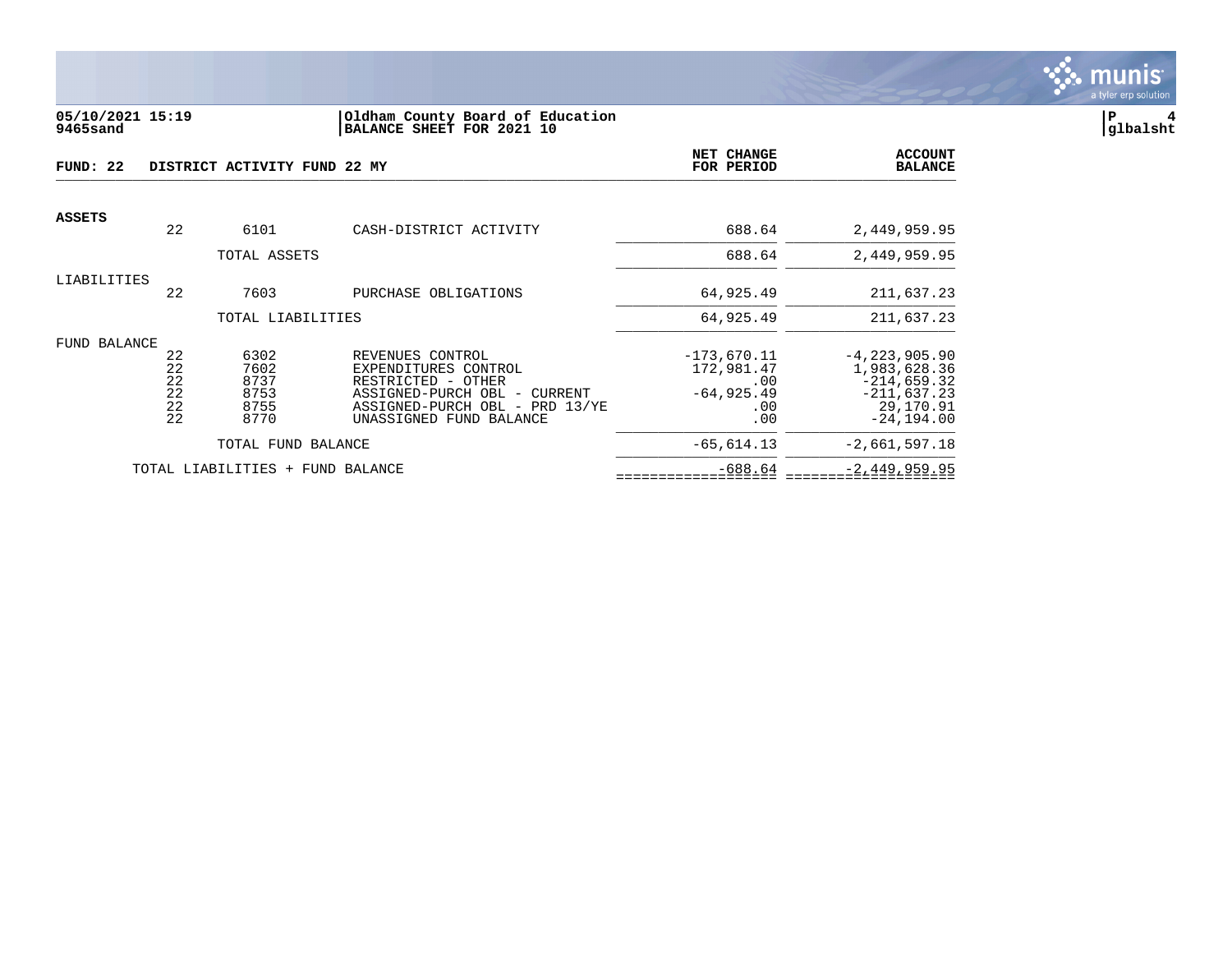**Oldham County Board of Education**
**BALANCE SHEET FOR 2021 10**

05/10/2021 15:19
9465sand

glbalsht

**FUND: 22 DISTRICT ACTIVITY FUND 22 MY**

| | Fund | Account | Description | NET CHANGE FOR PERIOD | ACCOUNT BALANCE |
|---|---|---|---|---|---|
| **ASSETS** | | | | | |
| | 22 | 6101 | CASH-DISTRICT ACTIVITY | 688.64 | 2,449,959.95 |
| | | TOTAL ASSETS | | 688.64 | 2,449,959.95 |
| LIABILITIES | | | | | |
| | 22 | 7603 | PURCHASE OBLIGATIONS | 64,925.49 | 211,637.23 |
| | | TOTAL LIABILITIES | | 64,925.49 | 211,637.23 |
| FUND BALANCE | | | | | |
| | 22 | 6302 | REVENUES CONTROL | -173,670.11 | -4,223,905.90 |
| | 22 | 7602 | EXPENDITURES CONTROL | 172,981.47 | 1,983,628.36 |
| | 22 | 8737 | RESTRICTED - OTHER | .00 | -214,659.32 |
| | 22 | 8753 | ASSIGNED-PURCH OBL - CURRENT | -64,925.49 | -211,637.23 |
| | 22 | 8755 | ASSIGNED-PURCH OBL - PRD 13/YE | .00 | 29,170.91 |
| | 22 | 8770 | UNASSIGNED FUND BALANCE | .00 | -24,194.00 |
| | | TOTAL FUND BALANCE | | -65,614.13 | -2,661,597.18 |
| | TOTAL LIABILITIES + FUND BALANCE | | | -688.64 | -2,449,959.95 |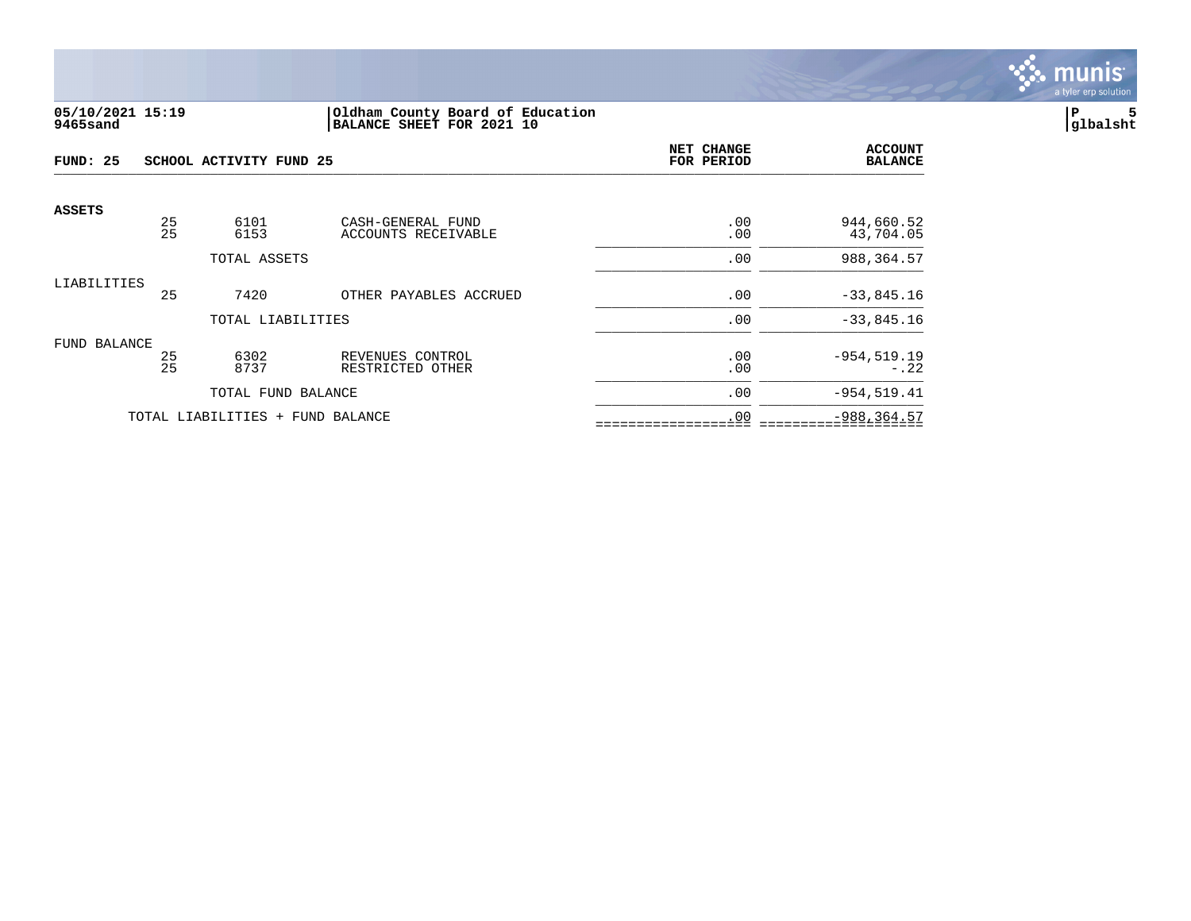05/10/2021 15:19
9465sand

Oldham County Board of Education
BALANCE SHEET FOR 2021 10

P 5
glbalsht

| FUND: 25 | SCHOOL ACTIVITY FUND 25 | | | NET CHANGE FOR PERIOD | ACCOUNT BALANCE |
|---|---|---|---|---|---|
| **ASSETS** | | | | | |
| | 25 | 6101 | CASH-GENERAL FUND | .00 | 944,660.52 |
| | 25 | 6153 | ACCOUNTS RECEIVABLE | .00 | 43,704.05 |
| | | TOTAL ASSETS | | .00 | 988,364.57 |
| LIABILITIES | | | | | |
| | 25 | 7420 | OTHER PAYABLES ACCRUED | .00 | -33,845.16 |
| | | TOTAL LIABILITIES | | .00 | -33,845.16 |
| FUND BALANCE | | | | | |
| | 25 | 6302 | REVENUES CONTROL | .00 | -954,519.19 |
| | 25 | 8737 | RESTRICTED OTHER | .00 | -.22 |
| | | TOTAL FUND BALANCE | | .00 | -954,519.41 |
| | TOTAL LIABILITIES + FUND BALANCE | | | .00 | -988,364.57 |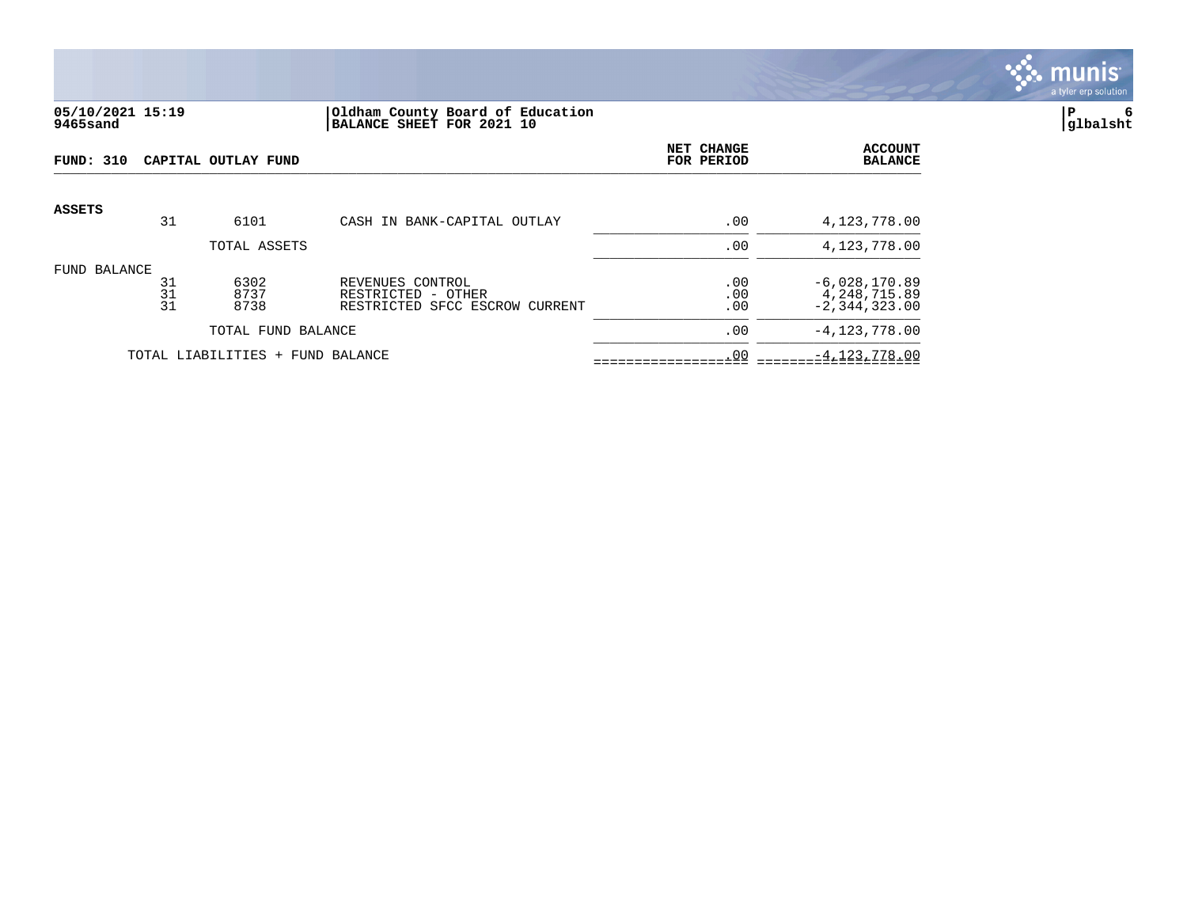05/10/2021 15:19
9465sand

Oldham County Board of Education
BALANCE SHEET FOR 2021 10

glbalsht

**FUND: 310 CAPITAL OUTLAY FUND**

| | | | | NET CHANGE FOR PERIOD | ACCOUNT BALANCE |
|---|---|---|---|---|---|
| **ASSETS** | | | | | |
| | 31 | 6101 | CASH IN BANK-CAPITAL OUTLAY | .00 | 4,123,778.00 |
| | | TOTAL ASSETS | | .00 | 4,123,778.00 |
| FUND BALANCE | | | | | |
| | 31 | 6302 | REVENUES CONTROL | .00 | -6,028,170.89 |
| | 31 | 8737 | RESTRICTED - OTHER | .00 | 4,248,715.89 |
| | 31 | 8738 | RESTRICTED SFCC ESCROW CURRENT | .00 | -2,344,323.00 |
| | | TOTAL FUND BALANCE | | .00 | -4,123,778.00 |
| | TOTAL LIABILITIES + FUND BALANCE | | | .00 | -4,123,778.00 |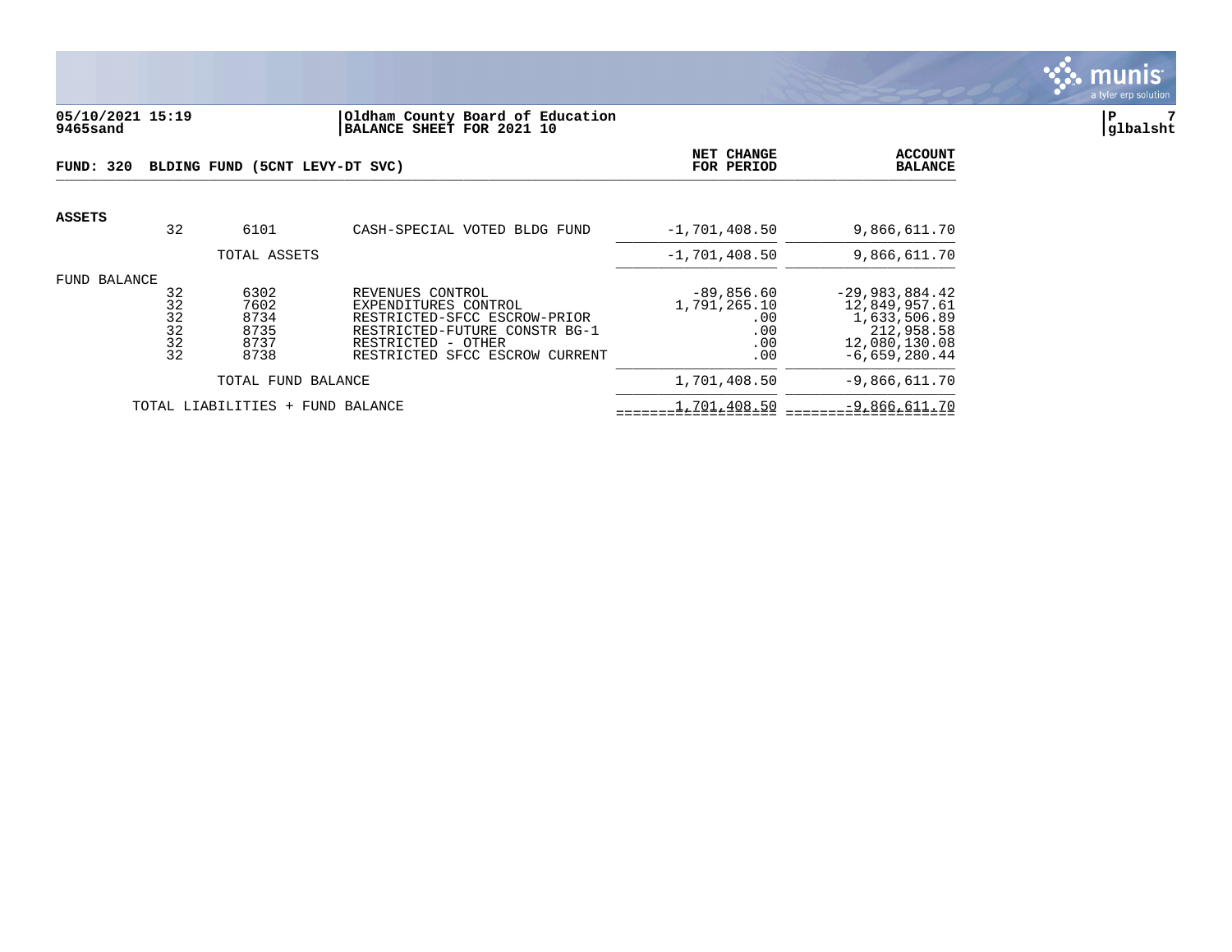**05/10/2021 15:19**
**9465sand**

**Oldham County Board of Education**
**BALANCE SHEET FOR 2021 10**

**P 7**
**glbalsht**

| FUND: 320 BLDING FUND (5CNT LEVY-DT SVC) | | | | NET CHANGE FOR PERIOD | ACCOUNT BALANCE |
|---|---|---|---|---|---|
| **ASSETS** | | | | | |
| | 32 | 6101 | CASH-SPECIAL VOTED BLDG FUND | -1,701,408.50 | 9,866,611.70 |
| | | TOTAL ASSETS | | -1,701,408.50 | 9,866,611.70 |
| FUND BALANCE | | | | | |
| | 32 | 6302 | REVENUES CONTROL | -89,856.60 | -29,983,884.42 |
| | 32 | 7602 | EXPENDITURES CONTROL | 1,791,265.10 | 12,849,957.61 |
| | 32 | 8734 | RESTRICTED-SFCC ESCROW-PRIOR | .00 | 1,633,506.89 |
| | 32 | 8735 | RESTRICTED-FUTURE CONSTR BG-1 | .00 | 212,958.58 |
| | 32 | 8737 | RESTRICTED - OTHER | .00 | 12,080,130.08 |
| | 32 | 8738 | RESTRICTED SFCC ESCROW CURRENT | .00 | -6,659,280.44 |
| | | TOTAL FUND BALANCE | | 1,701,408.50 | -9,866,611.70 |
| | TOTAL LIABILITIES + FUND BALANCE | | | 1,701,408.50 | -9,866,611.70 |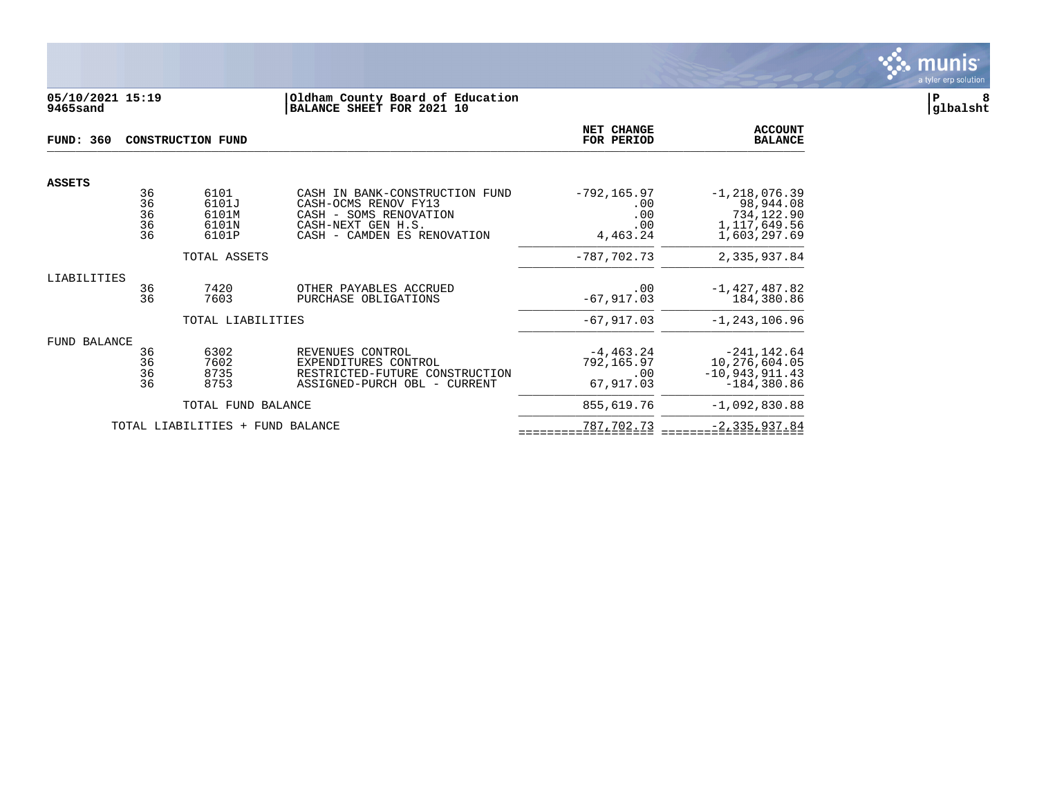**05/10/2021 15:19** | **Oldham County Board of Education**
**9465sand** | **BALANCE SHEET FOR 2021 10**

| FUND: 360 CONSTRUCTION FUND | | | | NET CHANGE FOR PERIOD | ACCOUNT BALANCE |
|---|---|---|---|---|---|
| **ASSETS** | | | | | |
| | 36 | 6101 | CASH IN BANK-CONSTRUCTION FUND | -792,165.97 | -1,218,076.39 |
| | 36 | 6101J | CASH-OCMS RENOV FY13 | .00 | 98,944.08 |
| | 36 | 6101M | CASH - SOMS RENOVATION | .00 | 734,122.90 |
| | 36 | 6101N | CASH-NEXT GEN H.S. | .00 | 1,117,649.56 |
| | 36 | 6101P | CASH - CAMDEN ES RENOVATION | 4,463.24 | 1,603,297.69 |
| | | TOTAL ASSETS | | -787,702.73 | 2,335,937.84 |
| LIABILITIES | | | | | |
| | 36 | 7420 | OTHER PAYABLES ACCRUED | .00 | -1,427,487.82 |
| | 36 | 7603 | PURCHASE OBLIGATIONS | -67,917.03 | 184,380.86 |
| | | TOTAL LIABILITIES | | -67,917.03 | -1,243,106.96 |
| FUND BALANCE | | | | | |
| | 36 | 6302 | REVENUES CONTROL | -4,463.24 | -241,142.64 |
| | 36 | 7602 | EXPENDITURES CONTROL | 792,165.97 | 10,276,604.05 |
| | 36 | 8735 | RESTRICTED-FUTURE CONSTRUCTION | .00 | -10,943,911.43 |
| | 36 | 8753 | ASSIGNED-PURCH OBL - CURRENT | 67,917.03 | -184,380.86 |
| | | TOTAL FUND BALANCE | | 855,619.76 | -1,092,830.88 |
| | TOTAL LIABILITIES + FUND BALANCE | | | 787,702.73 | -2,335,937.84 |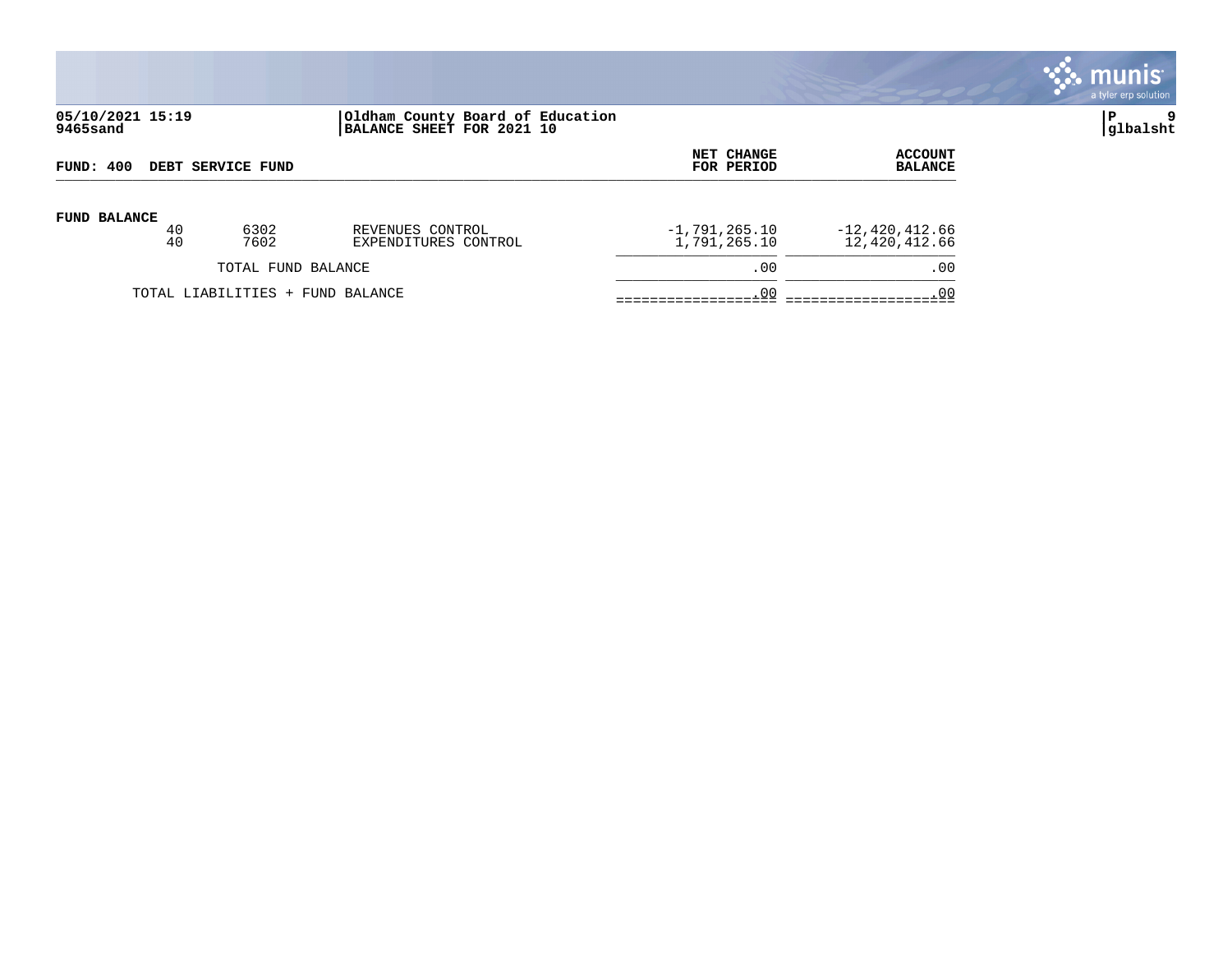05/10/2021 15:19
9465sand

Oldham County Board of Education
BALANCE SHEET FOR 2021 10

glbalsht

| FUND: 400 DEBT SERVICE FUND | | | NET CHANGE FOR PERIOD | ACCOUNT BALANCE |
|---|---|---|---|---|
| **FUND BALANCE** | | | | |
| 40 | 6302 | REVENUES CONTROL | -1,791,265.10 | -12,420,412.66 |
| 40 | 7602 | EXPENDITURES CONTROL | 1,791,265.10 | 12,420,412.66 |
| TOTAL FUND BALANCE | | | .00 | .00 |
| TOTAL LIABILITIES + FUND BALANCE | | | .00 | .00 |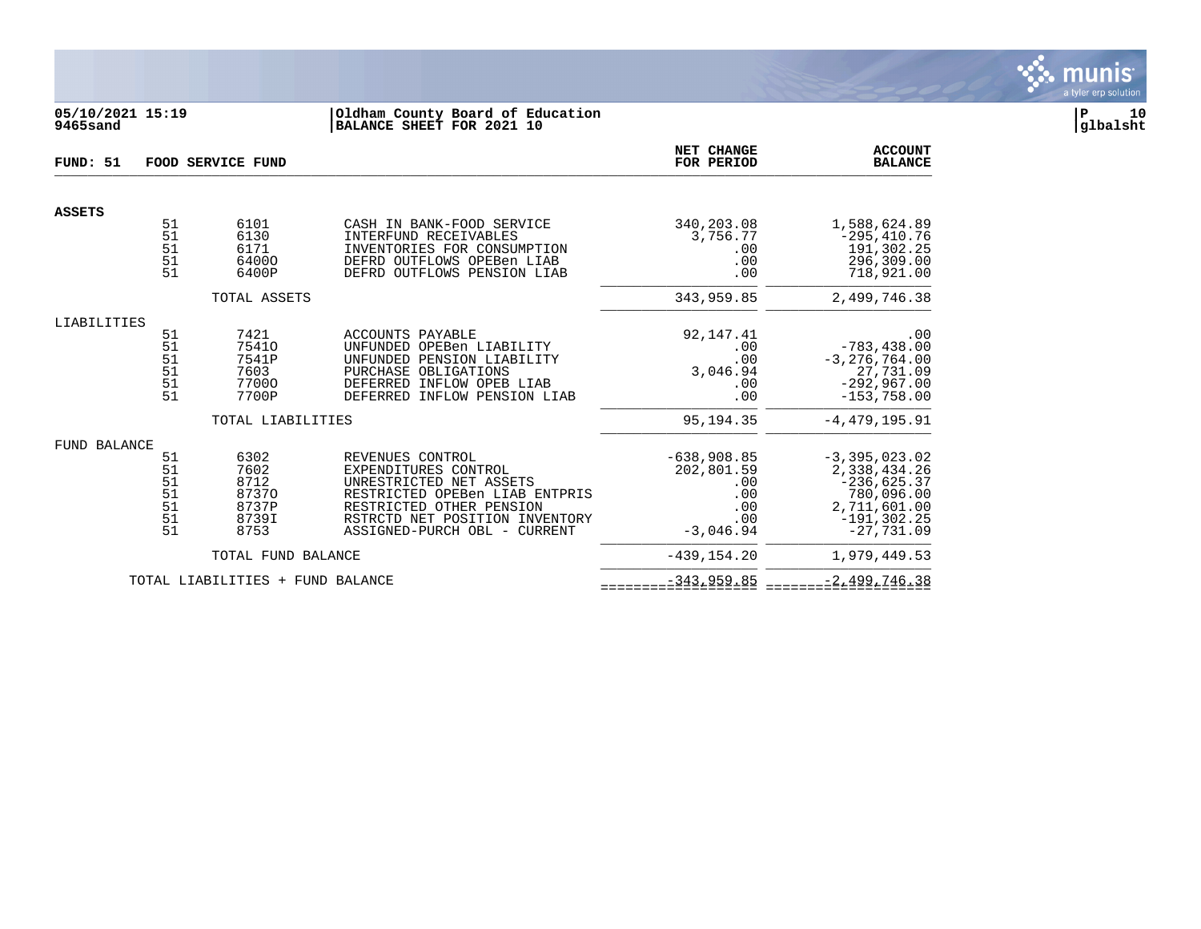05/10/2021 15:19
9465sand

Oldham County Board of Education
BALANCE SHEET FOR 2021 10

glbalsht

| FUND: 51 | FOOD SERVICE FUND | | | NET CHANGE FOR PERIOD | ACCOUNT BALANCE |
|---|---|---|---|---|---|
| **ASSETS** | | | | | |
| | 51 | 6101 | CASH IN BANK-FOOD SERVICE | 340,203.08 | 1,588,624.89 |
| | 51 | 6130 | INTERFUND RECEIVABLES | 3,756.77 | -295,410.76 |
| | 51 | 6171 | INVENTORIES FOR CONSUMPTION | .00 | 191,302.25 |
| | 51 | 6400O | DEFRD OUTFLOWS OPEBen LIAB | .00 | 296,309.00 |
| | 51 | 6400P | DEFRD OUTFLOWS PENSION LIAB | .00 | 718,921.00 |
| | | TOTAL ASSETS | | 343,959.85 | 2,499,746.38 |
| LIABILITIES | | | | | |
| | 51 | 7421 | ACCOUNTS PAYABLE | 92,147.41 | .00 |
| | 51 | 7541O | UNFUNDED OPEBen LIABILITY | .00 | -783,438.00 |
| | 51 | 7541P | UNFUNDED PENSION LIABILITY | .00 | -3,276,764.00 |
| | 51 | 7603 | PURCHASE OBLIGATIONS | 3,046.94 | 27,731.09 |
| | 51 | 7700O | DEFERRED INFLOW OPEB LIAB | .00 | -292,967.00 |
| | 51 | 7700P | DEFERRED INFLOW PENSION LIAB | .00 | -153,758.00 |
| | | TOTAL LIABILITIES | | 95,194.35 | -4,479,195.91 |
| FUND BALANCE | | | | | |
| | 51 | 6302 | REVENUES CONTROL | -638,908.85 | -3,395,023.02 |
| | 51 | 7602 | EXPENDITURES CONTROL | 202,801.59 | 2,338,434.26 |
| | 51 | 8712 | UNRESTRICTED NET ASSETS | .00 | -236,625.37 |
| | 51 | 8737O | RESTRICTED OPEBen LIAB ENTPRIS | .00 | 780,096.00 |
| | 51 | 8737P | RESTRICTED OTHER PENSION | .00 | 2,711,601.00 |
| | 51 | 8739I | RSTRCTD NET POSITION INVENTORY | .00 | -191,302.25 |
| | 51 | 8753 | ASSIGNED-PURCH OBL - CURRENT | -3,046.94 | -27,731.09 |
| | | TOTAL FUND BALANCE | | -439,154.20 | 1,979,449.53 |
| | TOTAL LIABILITIES + FUND BALANCE | | | -343,959.85 | -2,499,746.38 |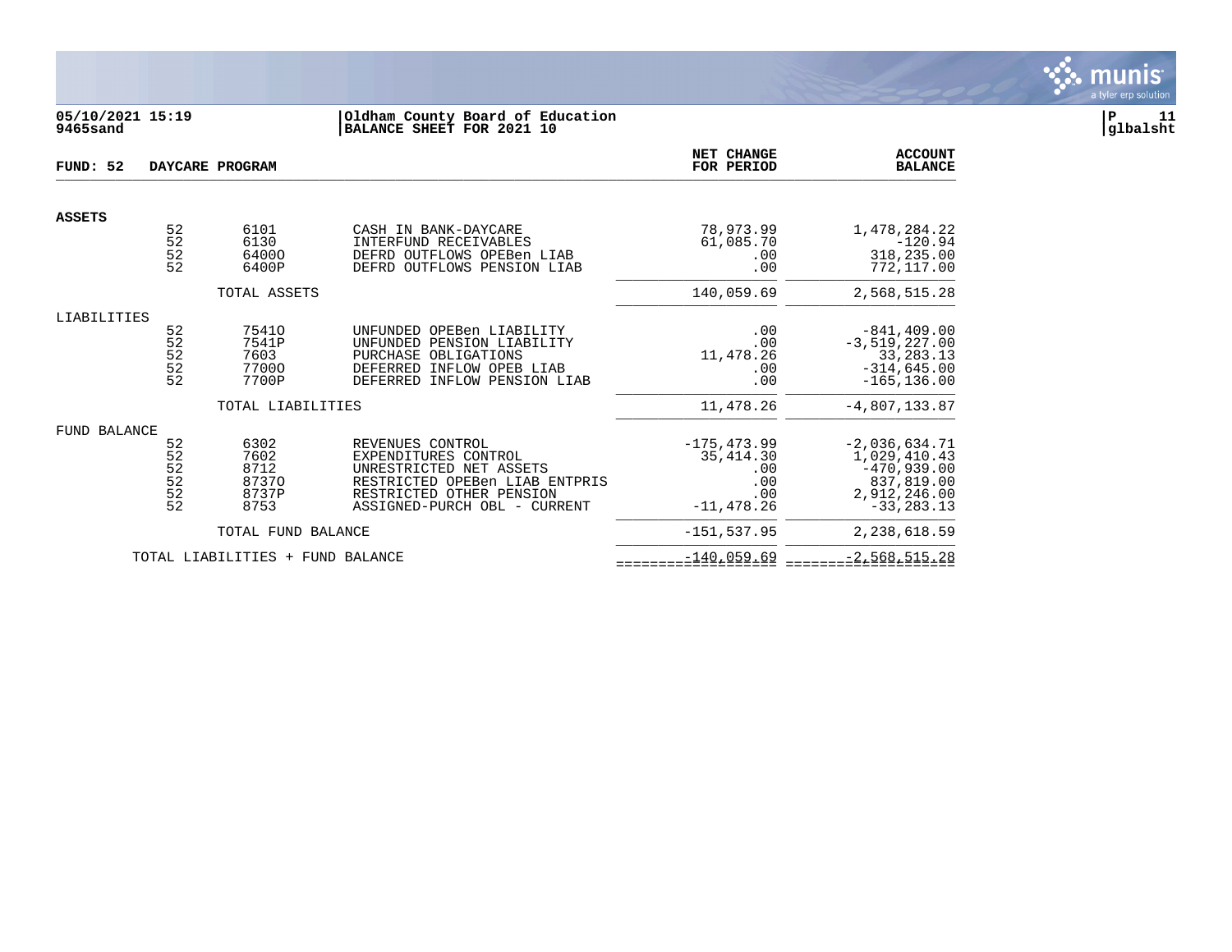**05/10/2021 15:19** | **Oldham County Board of Education**
**9465sand** | **BALANCE SHEET FOR 2021 10**

**FUND: 52 DAYCARE PROGRAM**

| | Fund | Account | Description | NET CHANGE FOR PERIOD | ACCOUNT BALANCE |
|---|---|---|---|---|---|
| **ASSETS** | | | | | |
| | 52 | 6101 | CASH IN BANK-DAYCARE | 78,973.99 | 1,478,284.22 |
| | 52 | 6130 | INTERFUND RECEIVABLES | 61,085.70 | -120.94 |
| | 52 | 6400O | DEFRD OUTFLOWS OPEBen LIAB | .00 | 318,235.00 |
| | 52 | 6400P | DEFRD OUTFLOWS PENSION LIAB | .00 | 772,117.00 |
| | | TOTAL ASSETS | | 140,059.69 | 2,568,515.28 |
| LIABILITIES | | | | | |
| | 52 | 7541O | UNFUNDED OPEBen LIABILITY | .00 | -841,409.00 |
| | 52 | 7541P | UNFUNDED PENSION LIABILITY | .00 | -3,519,227.00 |
| | 52 | 7603 | PURCHASE OBLIGATIONS | 11,478.26 | 33,283.13 |
| | 52 | 7700O | DEFERRED INFLOW OPEB LIAB | .00 | -314,645.00 |
| | 52 | 7700P | DEFERRED INFLOW PENSION LIAB | .00 | -165,136.00 |
| | | TOTAL LIABILITIES | | 11,478.26 | -4,807,133.87 |
| FUND BALANCE | | | | | |
| | 52 | 6302 | REVENUES CONTROL | -175,473.99 | -2,036,634.71 |
| | 52 | 7602 | EXPENDITURES CONTROL | 35,414.30 | 1,029,410.43 |
| | 52 | 8712 | UNRESTRICTED NET ASSETS | .00 | -470,939.00 |
| | 52 | 8737O | RESTRICTED OPEBen LIAB ENTPRIS | .00 | 837,819.00 |
| | 52 | 8737P | RESTRICTED OTHER PENSION | .00 | 2,912,246.00 |
| | 52 | 8753 | ASSIGNED-PURCH OBL - CURRENT | -11,478.26 | -33,283.13 |
| | | TOTAL FUND BALANCE | | -151,537.95 | 2,238,618.59 |
| | | TOTAL LIABILITIES + FUND BALANCE | | -140,059.69 | -2,568,515.28 |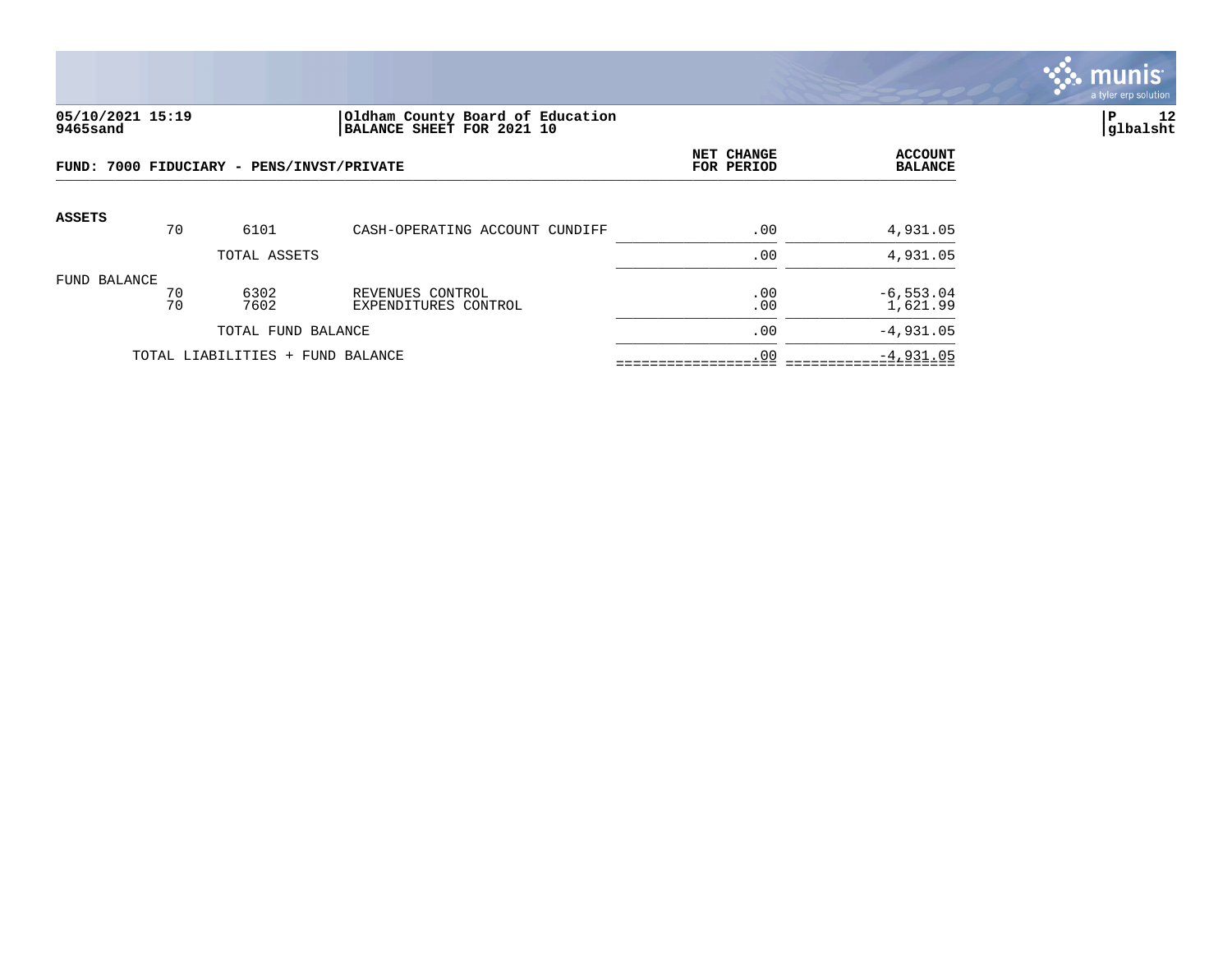05/10/2021 15:19
9465sand

Oldham County Board of Education
BALANCE SHEET FOR 2021 10

glbalsht

## FUND: 7000 FIDUCIARY - PENS/INVST/PRIVATE

| | | | | NET CHANGE FOR PERIOD | ACCOUNT BALANCE |
|---|---|---|---|---|---|
| **ASSETS** | 70 | 6101 | CASH-OPERATING ACCOUNT CUNDIFF | .00 | 4,931.05 |
| | | TOTAL ASSETS | | .00 | 4,931.05 |
| FUND BALANCE | 70 | 6302 | REVENUES CONTROL | .00 | -6,553.04 |
| | 70 | 7602 | EXPENDITURES CONTROL | .00 | 1,621.99 |
| | | TOTAL FUND BALANCE | | .00 | -4,931.05 |
| | TOTAL LIABILITIES + FUND BALANCE | | | .00 | -4,931.05 |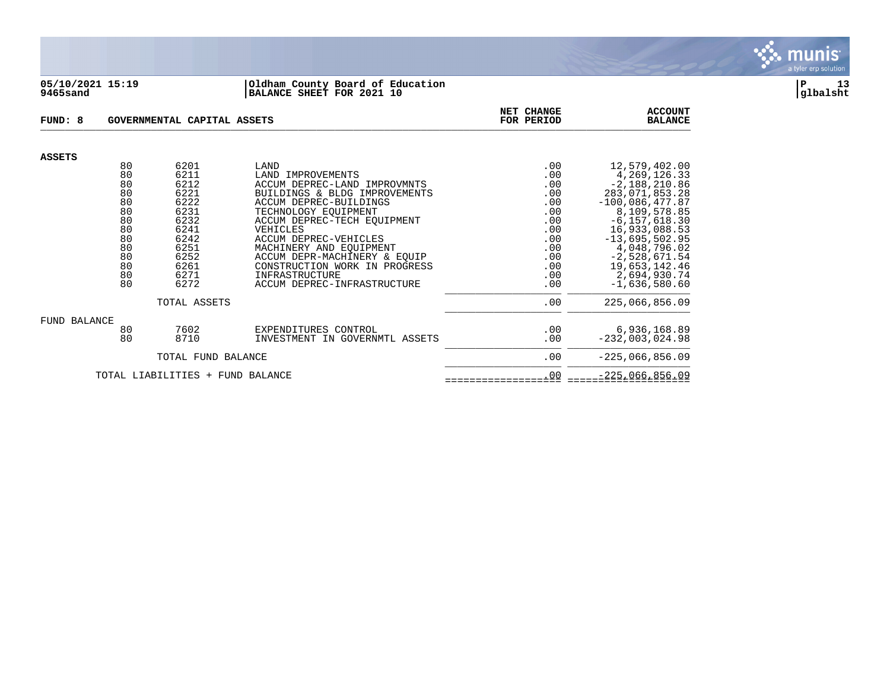**05/10/2021 15:19** | **Oldham County Board of Education**
**9465sand** | **BALANCE SHEET FOR 2021 10**

**glbalsht**

**FUND: 8 GOVERNMENTAL CAPITAL ASSETS**

| | | | | NET CHANGE FOR PERIOD | ACCOUNT BALANCE |
|---|---|---|---|---|---|
| **ASSETS** | | | | | |
| | 80 | 6201 | LAND | .00 | 12,579,402.00 |
| | 80 | 6211 | LAND IMPROVEMENTS | .00 | 4,269,126.33 |
| | 80 | 6212 | ACCUM DEPREC-LAND IMPROVMNTS | .00 | -2,188,210.86 |
| | 80 | 6221 | BUILDINGS & BLDG IMPROVEMENTS | .00 | 283,071,853.28 |
| | 80 | 6222 | ACCUM DEPREC-BUILDINGS | .00 | -100,086,477.87 |
| | 80 | 6231 | TECHNOLOGY EQUIPMENT | .00 | 8,109,578.85 |
| | 80 | 6232 | ACCUM DEPREC-TECH EQUIPMENT | .00 | -6,157,618.30 |
| | 80 | 6241 | VEHICLES | .00 | 16,933,088.53 |
| | 80 | 6242 | ACCUM DEPREC-VEHICLES | .00 | -13,695,502.95 |
| | 80 | 6251 | MACHINERY AND EQUIPMENT | .00 | 4,048,796.02 |
| | 80 | 6252 | ACCUM DEPR-MACHINERY & EQUIP | .00 | -2,528,671.54 |
| | 80 | 6261 | CONSTRUCTION WORK IN PROGRESS | .00 | 19,653,142.46 |
| | 80 | 6271 | INFRASTRUCTURE | .00 | 2,694,930.74 |
| | 80 | 6272 | ACCUM DEPREC-INFRASTRUCTURE | .00 | -1,636,580.60 |
| | | TOTAL ASSETS | | .00 | 225,066,856.09 |
| FUND BALANCE | | | | | |
| | 80 | 7602 | EXPENDITURES CONTROL | .00 | 6,936,168.89 |
| | 80 | 8710 | INVESTMENT IN GOVERNMTL ASSETS | .00 | -232,003,024.98 |
| | | TOTAL FUND BALANCE | | .00 | -225,066,856.09 |
| | TOTAL LIABILITIES + FUND BALANCE | | | .00 | -225,066,856.09 |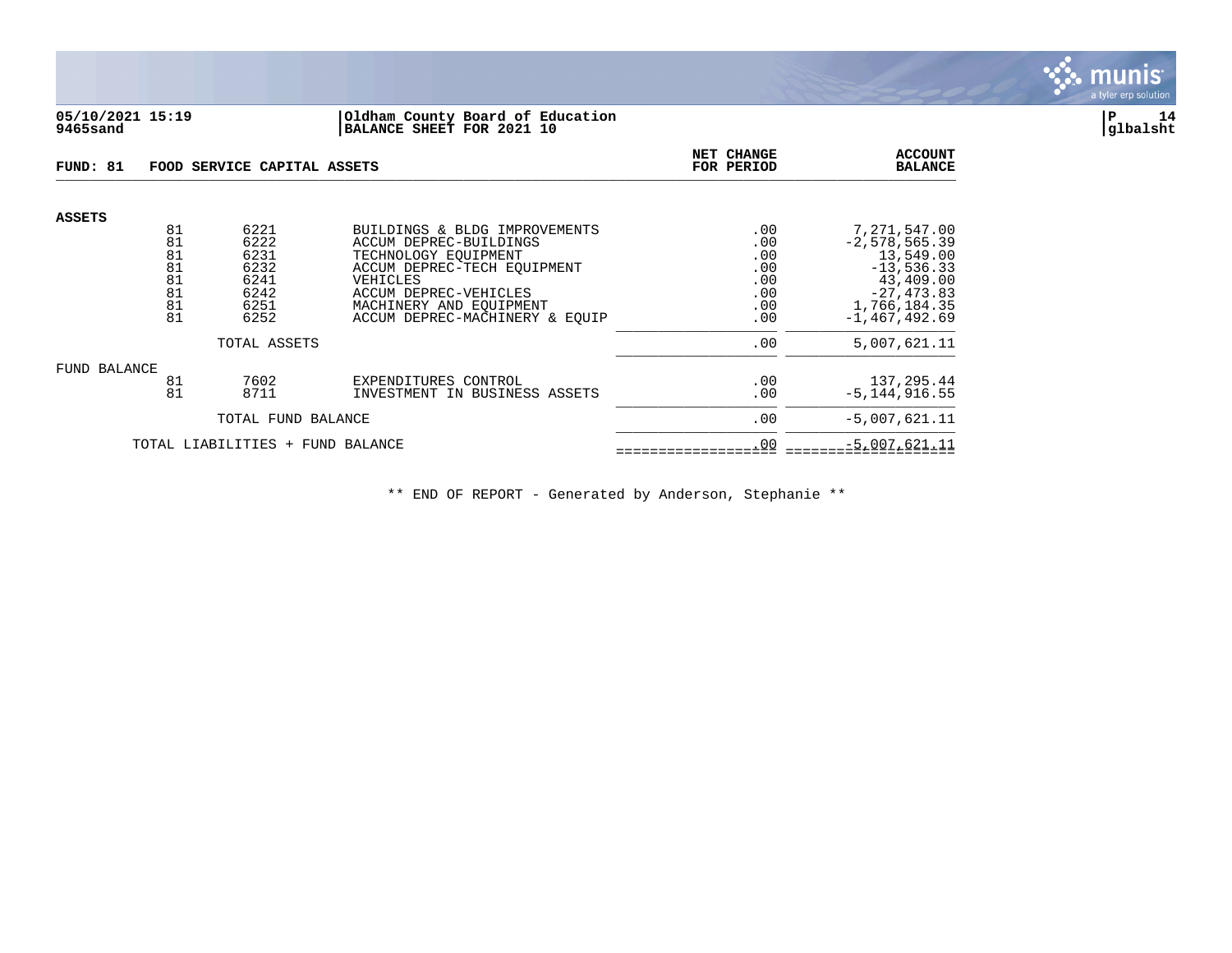05/10/2021 15:19
9465sand

Oldham County Board of Education
BALANCE SHEET FOR 2021 10

glbalsht

**FUND: 81 FOOD SERVICE CAPITAL ASSETS**

| | | | | NET CHANGE FOR PERIOD | ACCOUNT BALANCE |
|---|---|---|---|---|---|
| **ASSETS** | | | | | |
| | 81 | 6221 | BUILDINGS & BLDG IMPROVEMENTS | .00 | 7,271,547.00 |
| | 81 | 6222 | ACCUM DEPREC-BUILDINGS | .00 | -2,578,565.39 |
| | 81 | 6231 | TECHNOLOGY EQUIPMENT | .00 | 13,549.00 |
| | 81 | 6232 | ACCUM DEPREC-TECH EQUIPMENT | .00 | -13,536.33 |
| | 81 | 6241 | VEHICLES | .00 | 43,409.00 |
| | 81 | 6242 | ACCUM DEPREC-VEHICLES | .00 | -27,473.83 |
| | 81 | 6251 | MACHINERY AND EQUIPMENT | .00 | 1,766,184.35 |
| | 81 | 6252 | ACCUM DEPREC-MACHINERY & EQUIP | .00 | -1,467,492.69 |
| | | TOTAL ASSETS | | .00 | 5,007,621.11 |
| FUND BALANCE | | | | | |
| | 81 | 7602 | EXPENDITURES CONTROL | .00 | 137,295.44 |
| | 81 | 8711 | INVESTMENT IN BUSINESS ASSETS | .00 | -5,144,916.55 |
| | | TOTAL FUND BALANCE | | .00 | -5,007,621.11 |
| | TOTAL LIABILITIES + FUND BALANCE | | | .00 | -5,007,621.11 |

** END OF REPORT - Generated by Anderson, Stephanie **